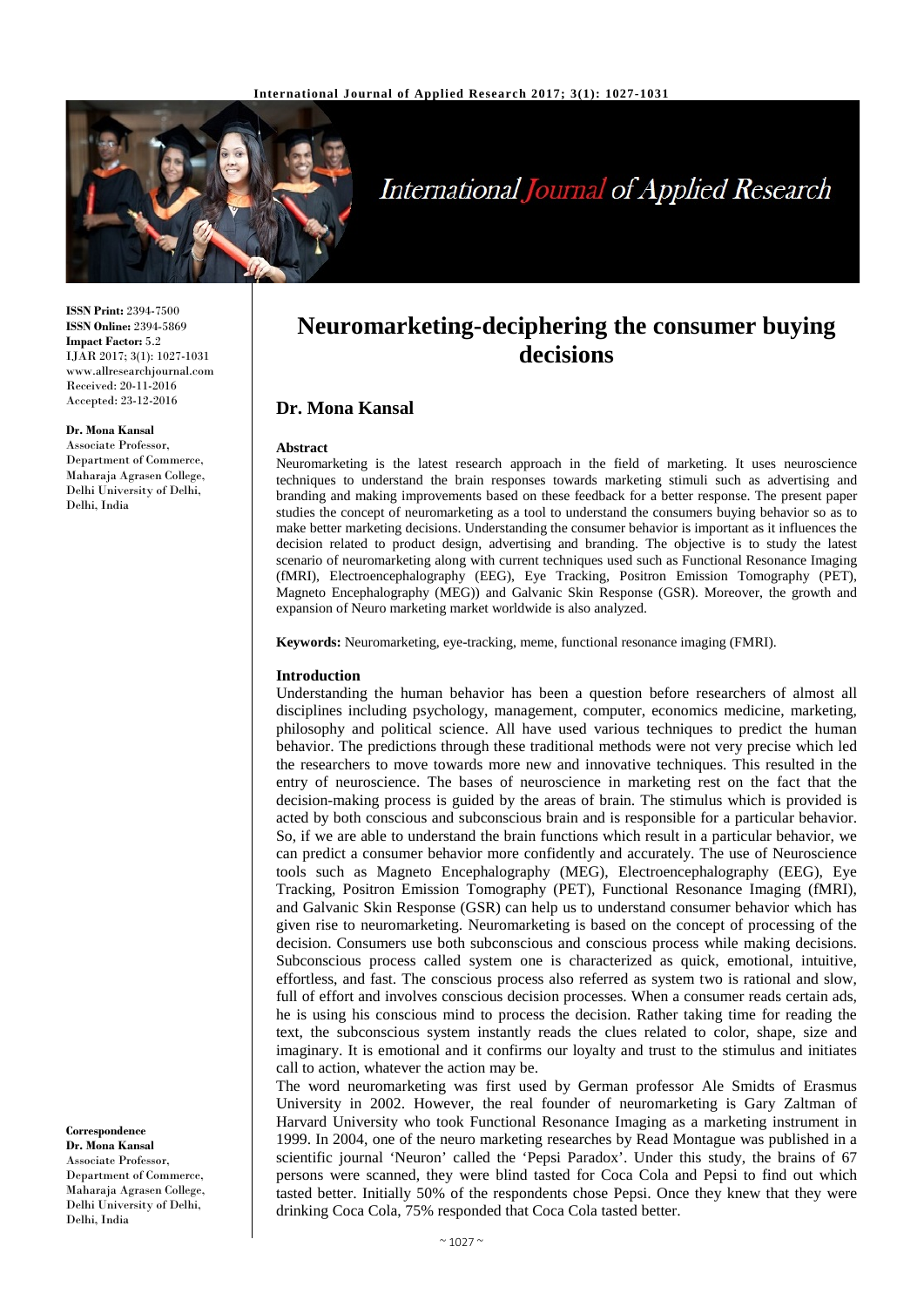**ISSN Print:** 2394-7500
**ISSN Online:** 2394-5869
**Impact Factor:** 5.2
IJAR 2017; 3(1): 1027-1031
www.allresearchjournal.com
Received: 20-11-2016
Accepted: 23-12-2016

**Dr. Mona Kansal**
Associate Professor,
Department of Commerce,
Maharaja Agrasen College,
Delhi University of Delhi,
Delhi, India

**Correspondence**
**Dr. Mona Kansal**
Associate Professor,
Department of Commerce,
Maharaja Agrasen College,
Delhi University of Delhi,
Delhi, India

# Neuromarketing-deciphering the consumer buying decisions

## Dr. Mona Kansal

### Abstract

Neuromarketing is the latest research approach in the field of marketing. It uses neuroscience techniques to understand the brain responses towards marketing stimuli such as advertising and branding and making improvements based on these feedback for a better response. The present paper studies the concept of neuromarketing as a tool to understand the consumers buying behavior so as to make better marketing decisions. Understanding the consumer behavior is important as it influences the decision related to product design, advertising and branding. The objective is to study the latest scenario of neuromarketing along with current techniques used such as Functional Resonance Imaging (fMRI), Electroencephalography (EEG), Eye Tracking, Positron Emission Tomography (PET), Magneto Encephalography (MEG)) and Galvanic Skin Response (GSR). Moreover, the growth and expansion of Neuro marketing market worldwide is also analyzed.

**Keywords:** Neuromarketing, eye-tracking, meme, functional resonance imaging (FMRI).

### Introduction

Understanding the human behavior has been a question before researchers of almost all disciplines including psychology, management, computer, economics medicine, marketing, philosophy and political science. All have used various techniques to predict the human behavior. The predictions through these traditional methods were not very precise which led the researchers to move towards more new and innovative techniques. This resulted in the entry of neuroscience. The bases of neuroscience in marketing rest on the fact that the decision-making process is guided by the areas of brain. The stimulus which is provided is acted by both conscious and subconscious brain and is responsible for a particular behavior. So, if we are able to understand the brain functions which result in a particular behavior, we can predict a consumer behavior more confidently and accurately. The use of Neuroscience tools such as Magneto Encephalography (MEG), Electroencephalography (EEG), Eye Tracking, Positron Emission Tomography (PET), Functional Resonance Imaging (fMRI), and Galvanic Skin Response (GSR) can help us to understand consumer behavior which has given rise to neuromarketing. Neuromarketing is based on the concept of processing of the decision. Consumers use both subconscious and conscious process while making decisions. Subconscious process called system one is characterized as quick, emotional, intuitive, effortless, and fast. The conscious process also referred as system two is rational and slow, full of effort and involves conscious decision processes. When a consumer reads certain ads, he is using his conscious mind to process the decision. Rather taking time for reading the text, the subconscious system instantly reads the clues related to color, shape, size and imaginary. It is emotional and it confirms our loyalty and trust to the stimulus and initiates call to action, whatever the action may be.

The word neuromarketing was first used by German professor Ale Smidts of Erasmus University in 2002. However, the real founder of neuromarketing is Gary Zaltman of Harvard University who took Functional Resonance Imaging as a marketing instrument in 1999. In 2004, one of the neuro marketing researches by Read Montague was published in a scientific journal 'Neuron' called the 'Pepsi Paradox'. Under this study, the brains of 67 persons were scanned, they were blind tasted for Coca Cola and Pepsi to find out which tasted better. Initially 50% of the respondents chose Pepsi. Once they knew that they were drinking Coca Cola, 75% responded that Coca Cola tasted better.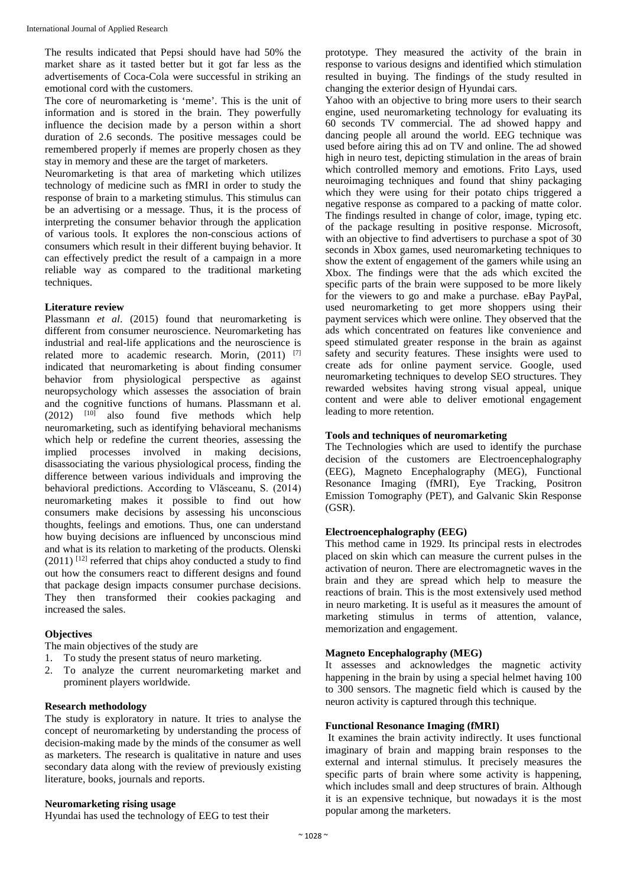The results indicated that Pepsi should have had 50% the market share as it tasted better but it got far less as the advertisements of Coca-Cola were successful in striking an emotional cord with the customers.

The core of neuromarketing is 'meme'. This is the unit of information and is stored in the brain. They powerfully influence the decision made by a person within a short duration of 2.6 seconds. The positive messages could be remembered properly if memes are properly chosen as they stay in memory and these are the target of marketers.

Neuromarketing is that area of marketing which utilizes technology of medicine such as fMRI in order to study the response of brain to a marketing stimulus. This stimulus can be an advertising or a message. Thus, it is the process of interpreting the consumer behavior through the application of various tools. It explores the non-conscious actions of consumers which result in their different buying behavior. It can effectively predict the result of a campaign in a more reliable way as compared to the traditional marketing techniques.

### Literature review

Plassmann *et al*. (2015) found that neuromarketing is different from consumer neuroscience. Neuromarketing has industrial and real-life applications and the neuroscience is related more to academic research. Morin, (2011) [7] indicated that neuromarketing is about finding consumer behavior from physiological perspective as against neuropsychology which assesses the association of brain and the cognitive functions of humans. Plassmann et al. (2012) [10] also found five methods which help neuromarketing, such as identifying behavioral mechanisms which help or redefine the current theories, assessing the implied processes involved in making decisions, disassociating the various physiological process, finding the difference between various individuals and improving the behavioral predictions. According to Vlăsceanu, S. (2014) neuromarketing makes it possible to find out how consumers make decisions by assessing his unconscious thoughts, feelings and emotions. Thus, one can understand how buying decisions are influenced by unconscious mind and what is its relation to marketing of the products. Olenski (2011) [12] referred that chips ahoy conducted a study to find out how the consumers react to different designs and found that package design impacts consumer purchase decisions. They then transformed their cookies packaging and increased the sales.

### Objectives

The main objectives of the study are

1. To study the present status of neuro marketing.
2. To analyze the current neuromarketing market and prominent players worldwide.

### Research methodology

The study is exploratory in nature. It tries to analyse the concept of neuromarketing by understanding the process of decision-making made by the minds of the consumer as well as marketers. The research is qualitative in nature and uses secondary data along with the review of previously existing literature, books, journals and reports.

### Neuromarketing rising usage

Hyundai has used the technology of EEG to test their prototype. They measured the activity of the brain in response to various designs and identified which stimulation resulted in buying. The findings of the study resulted in changing the exterior design of Hyundai cars.

Yahoo with an objective to bring more users to their search engine, used neuromarketing technology for evaluating its 60 seconds TV commercial. The ad showed happy and dancing people all around the world. EEG technique was used before airing this ad on TV and online. The ad showed high in neuro test, depicting stimulation in the areas of brain which controlled memory and emotions. Frito Lays, used neuroimaging techniques and found that shiny packaging which they were using for their potato chips triggered a negative response as compared to a packing of matte color. The findings resulted in change of color, image, typing etc. of the package resulting in positive response. Microsoft, with an objective to find advertisers to purchase a spot of 30 seconds in Xbox games, used neuromarketing techniques to show the extent of engagement of the gamers while using an Xbox. The findings were that the ads which excited the specific parts of the brain were supposed to be more likely for the viewers to go and make a purchase. eBay PayPal, used neuromarketing to get more shoppers using their payment services which were online. They observed that the ads which concentrated on features like convenience and speed stimulated greater response in the brain as against safety and security features. These insights were used to create ads for online payment service. Google, used neuromarketing techniques to develop SEO structures. They rewarded websites having strong visual appeal, unique content and were able to deliver emotional engagement leading to more retention.

### Tools and techniques of neuromarketing

The Technologies which are used to identify the purchase decision of the customers are Electroencephalography (EEG), Magneto Encephalography (MEG), Functional Resonance Imaging (fMRI), Eye Tracking, Positron Emission Tomography (PET), and Galvanic Skin Response (GSR).

### Electroencephalography (EEG)

This method came in 1929. Its principal rests in electrodes placed on skin which can measure the current pulses in the activation of neuron. There are electromagnetic waves in the brain and they are spread which help to measure the reactions of brain. This is the most extensively used method in neuro marketing. It is useful as it measures the amount of marketing stimulus in terms of attention, valance, memorization and engagement.

### Magneto Encephalography (MEG)

It assesses and acknowledges the magnetic activity happening in the brain by using a special helmet having 100 to 300 sensors. The magnetic field which is caused by the neuron activity is captured through this technique.

### Functional Resonance Imaging (fMRI)

It examines the brain activity indirectly. It uses functional imaginary of brain and mapping brain responses to the external and internal stimulus. It precisely measures the specific parts of brain where some activity is happening, which includes small and deep structures of brain. Although it is an expensive technique, but nowadays it is the most popular among the marketers.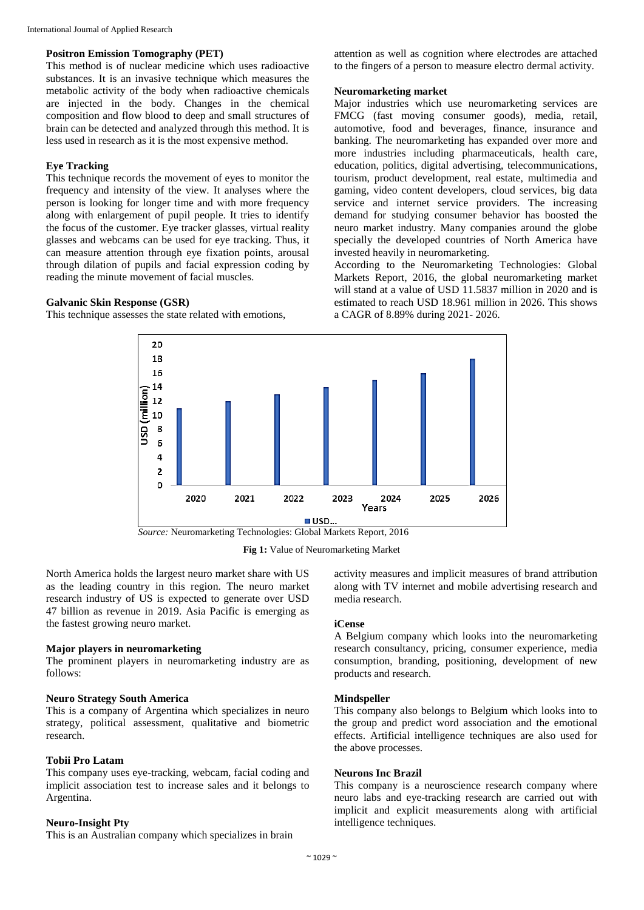#### Positron Emission Tomography (PET)

This method is of nuclear medicine which uses radioactive substances. It is an invasive technique which measures the metabolic activity of the body when radioactive chemicals are injected in the body. Changes in the chemical composition and flow blood to deep and small structures of brain can be detected and analyzed through this method. It is less used in research as it is the most expensive method.

#### Eye Tracking

This technique records the movement of eyes to monitor the frequency and intensity of the view. It analyses where the person is looking for longer time and with more frequency along with enlargement of pupil people. It tries to identify the focus of the customer. Eye tracker glasses, virtual reality glasses and webcams can be used for eye tracking. Thus, it can measure attention through eye fixation points, arousal through dilation of pupils and facial expression coding by reading the minute movement of facial muscles.

#### Galvanic Skin Response (GSR)

This technique assesses the state related with emotions, attention as well as cognition where electrodes are attached to the fingers of a person to measure electro dermal activity.

#### Neuromarketing market

Major industries which use neuromarketing services are FMCG (fast moving consumer goods), media, retail, automotive, food and beverages, finance, insurance and banking. The neuromarketing has expanded over more and more industries including pharmaceuticals, health care, education, politics, digital advertising, telecommunications, tourism, product development, real estate, multimedia and gaming, video content developers, cloud services, big data service and internet service providers. The increasing demand for studying consumer behavior has boosted the neuro market industry. Many companies around the globe specially the developed countries of North America have invested heavily in neuromarketing.

According to the Neuromarketing Technologies: Global Markets Report, 2016, the global neuromarketing market will stand at a value of USD 11.5837 million in 2020 and is estimated to reach USD 18.961 million in 2026. This shows a CAGR of 8.89% during 2021- 2026.

*Source:* Neuromarketing Technologies: Global Markets Report, 2016

**Fig 1:** Value of Neuromarketing Market

North America holds the largest neuro market share with US as the leading country in this region. The neuro market research industry of US is expected to generate over USD 47 billion as revenue in 2019. Asia Pacific is emerging as the fastest growing neuro market.

#### Major players in neuromarketing

The prominent players in neuromarketing industry are as follows:

#### Neuro Strategy South America

This is a company of Argentina which specializes in neuro strategy, political assessment, qualitative and biometric research.

#### Tobii Pro Latam

This company uses eye-tracking, webcam, facial coding and implicit association test to increase sales and it belongs to Argentina.

#### Neuro-Insight Pty

This is an Australian company which specializes in brain activity measures and implicit measures of brand attribution along with TV internet and mobile advertising research and media research.

#### iCense

A Belgium company which looks into the neuromarketing research consultancy, pricing, consumer experience, media consumption, branding, positioning, development of new products and research.

#### Mindspeller

This company also belongs to Belgium which looks into to the group and predict word association and the emotional effects. Artificial intelligence techniques are also used for the above processes.

#### Neurons Inc Brazil

This company is a neuroscience research company where neuro labs and eye-tracking research are carried out with implicit and explicit measurements along with artificial intelligence techniques.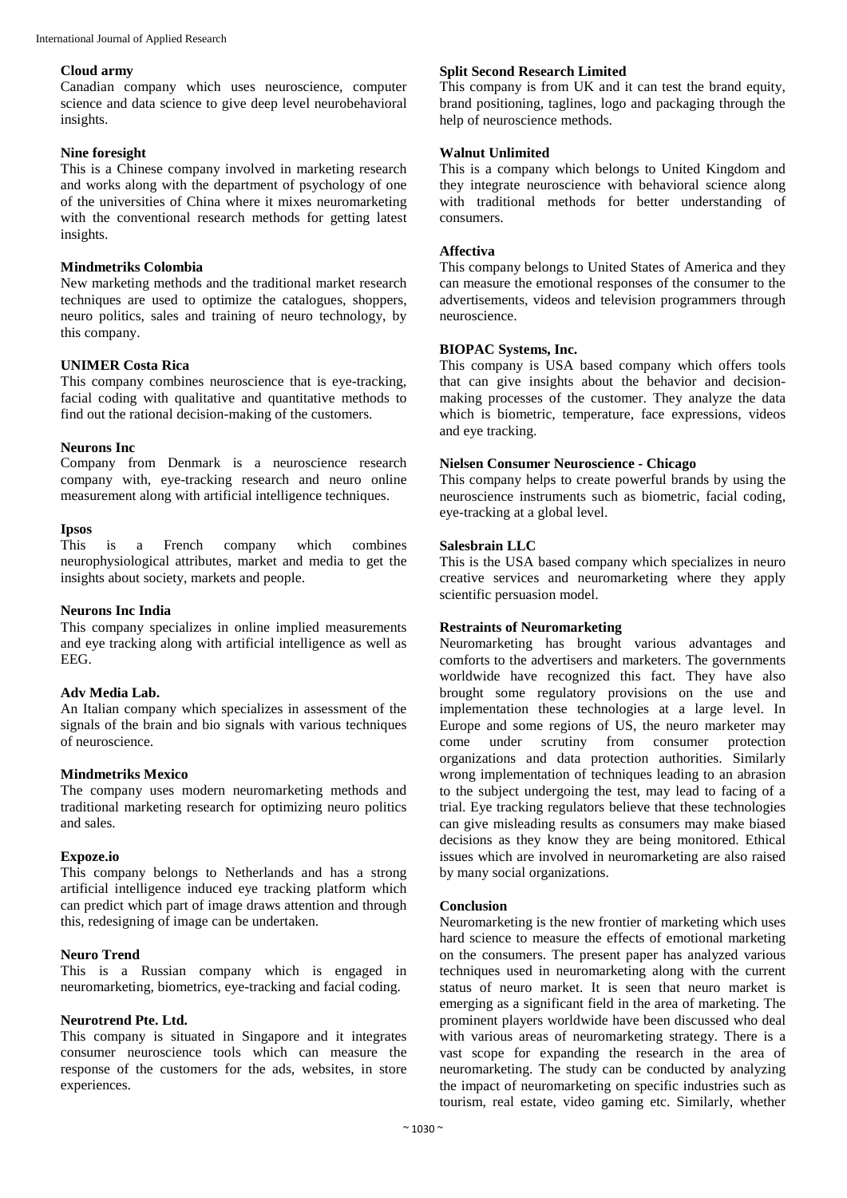**Cloud army**

Canadian company which uses neuroscience, computer science and data science to give deep level neurobehavioral insights.

**Nine foresight**

This is a Chinese company involved in marketing research and works along with the department of psychology of one of the universities of China where it mixes neuromarketing with the conventional research methods for getting latest insights.

**Mindmetriks Colombia**

New marketing methods and the traditional market research techniques are used to optimize the catalogues, shoppers, neuro politics, sales and training of neuro technology, by this company.

**UNIMER Costa Rica**

This company combines neuroscience that is eye-tracking, facial coding with qualitative and quantitative methods to find out the rational decision-making of the customers.

**Neurons Inc**

Company from Denmark is a neuroscience research company with, eye-tracking research and neuro online measurement along with artificial intelligence techniques.

**Ipsos**

This is a French company which combines neurophysiological attributes, market and media to get the insights about society, markets and people.

**Neurons Inc India**

This company specializes in online implied measurements and eye tracking along with artificial intelligence as well as EEG.

**Adv Media Lab.**

An Italian company which specializes in assessment of the signals of the brain and bio signals with various techniques of neuroscience.

**Mindmetriks Mexico**

The company uses modern neuromarketing methods and traditional marketing research for optimizing neuro politics and sales.

**Expoze.io**

This company belongs to Netherlands and has a strong artificial intelligence induced eye tracking platform which can predict which part of image draws attention and through this, redesigning of image can be undertaken.

**Neuro Trend**

This is a Russian company which is engaged in neuromarketing, biometrics, eye-tracking and facial coding.

**Neurotrend Pte. Ltd.**

This company is situated in Singapore and it integrates consumer neuroscience tools which can measure the response of the customers for the ads, websites, in store experiences.

**Split Second Research Limited**

This company is from UK and it can test the brand equity, brand positioning, taglines, logo and packaging through the help of neuroscience methods.

**Walnut Unlimited**

This is a company which belongs to United Kingdom and they integrate neuroscience with behavioral science along with traditional methods for better understanding of consumers.

**Affectiva**

This company belongs to United States of America and they can measure the emotional responses of the consumer to the advertisements, videos and television programmers through neuroscience.

**BIOPAC Systems, Inc.**

This company is USA based company which offers tools that can give insights about the behavior and decision-making processes of the customer. They analyze the data which is biometric, temperature, face expressions, videos and eye tracking.

**Nielsen Consumer Neuroscience - Chicago**

This company helps to create powerful brands by using the neuroscience instruments such as biometric, facial coding, eye-tracking at a global level.

**Salesbrain LLC**

This is the USA based company which specializes in neuro creative services and neuromarketing where they apply scientific persuasion model.

**Restraints of Neuromarketing**

Neuromarketing has brought various advantages and comforts to the advertisers and marketers. The governments worldwide have recognized this fact. They have also brought some regulatory provisions on the use and implementation these technologies at a large level. In Europe and some regions of US, the neuro marketer may come under scrutiny from consumer protection organizations and data protection authorities. Similarly wrong implementation of techniques leading to an abrasion to the subject undergoing the test, may lead to facing of a trial. Eye tracking regulators believe that these technologies can give misleading results as consumers may make biased decisions as they know they are being monitored. Ethical issues which are involved in neuromarketing are also raised by many social organizations.

**Conclusion**

Neuromarketing is the new frontier of marketing which uses hard science to measure the effects of emotional marketing on the consumers. The present paper has analyzed various techniques used in neuromarketing along with the current status of neuro market. It is seen that neuro market is emerging as a significant field in the area of marketing. The prominent players worldwide have been discussed who deal with various areas of neuromarketing strategy. There is a vast scope for expanding the research in the area of neuromarketing. The study can be conducted by analyzing the impact of neuromarketing on specific industries such as tourism, real estate, video gaming etc. Similarly, whether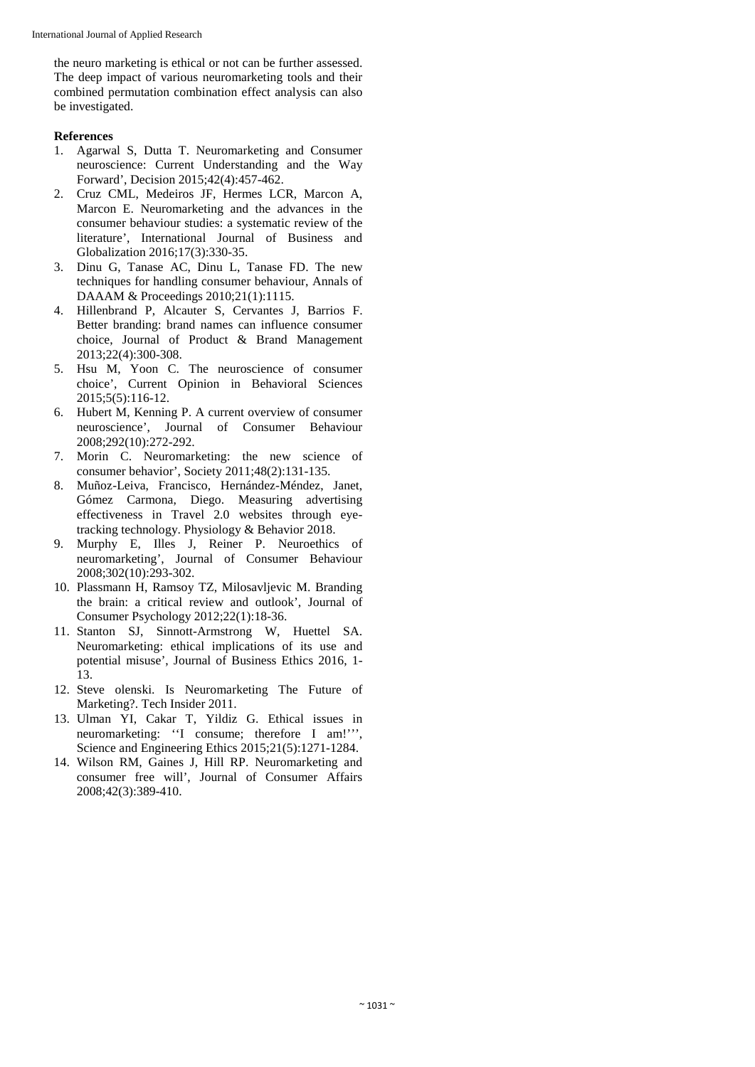the neuro marketing is ethical or not can be further assessed. The deep impact of various neuromarketing tools and their combined permutation combination effect analysis can also be investigated.

**References**

1. Agarwal S, Dutta T. Neuromarketing and Consumer neuroscience: Current Understanding and the Way Forward', Decision 2015;42(4):457-462.
2. Cruz CML, Medeiros JF, Hermes LCR, Marcon A, Marcon E. Neuromarketing and the advances in the consumer behaviour studies: a systematic review of the literature', International Journal of Business and Globalization 2016;17(3):330-35.
3. Dinu G, Tanase AC, Dinu L, Tanase FD. The new techniques for handling consumer behaviour, Annals of DAAAM & Proceedings 2010;21(1):1115.
4. Hillenbrand P, Alcauter S, Cervantes J, Barrios F. Better branding: brand names can influence consumer choice, Journal of Product & Brand Management 2013;22(4):300-308.
5. Hsu M, Yoon C. The neuroscience of consumer choice', Current Opinion in Behavioral Sciences 2015;5(5):116-12.
6. Hubert M, Kenning P. A current overview of consumer neuroscience', Journal of Consumer Behaviour 2008;292(10):272-292.
7. Morin C. Neuromarketing: the new science of consumer behavior', Society 2011;48(2):131-135.
8. Muñoz-Leiva, Francisco, Hernández-Méndez, Janet, Gómez Carmona, Diego. Measuring advertising effectiveness in Travel 2.0 websites through eye-tracking technology. Physiology & Behavior 2018.
9. Murphy E, Illes J, Reiner P. Neuroethics of neuromarketing', Journal of Consumer Behaviour 2008;302(10):293-302.
10. Plassmann H, Ramsoy TZ, Milosavljevic M. Branding the brain: a critical review and outlook', Journal of Consumer Psychology 2012;22(1):18-36.
11. Stanton SJ, Sinnott-Armstrong W, Huettel SA. Neuromarketing: ethical implications of its use and potential misuse', Journal of Business Ethics 2016, 1-13.
12. Steve olenski. Is Neuromarketing The Future of Marketing?. Tech Insider 2011.
13. Ulman YI, Cakar T, Yildiz G. Ethical issues in neuromarketing: ''I consume; therefore I am!''', Science and Engineering Ethics 2015;21(5):1271-1284.
14. Wilson RM, Gaines J, Hill RP. Neuromarketing and consumer free will', Journal of Consumer Affairs 2008;42(3):389-410.